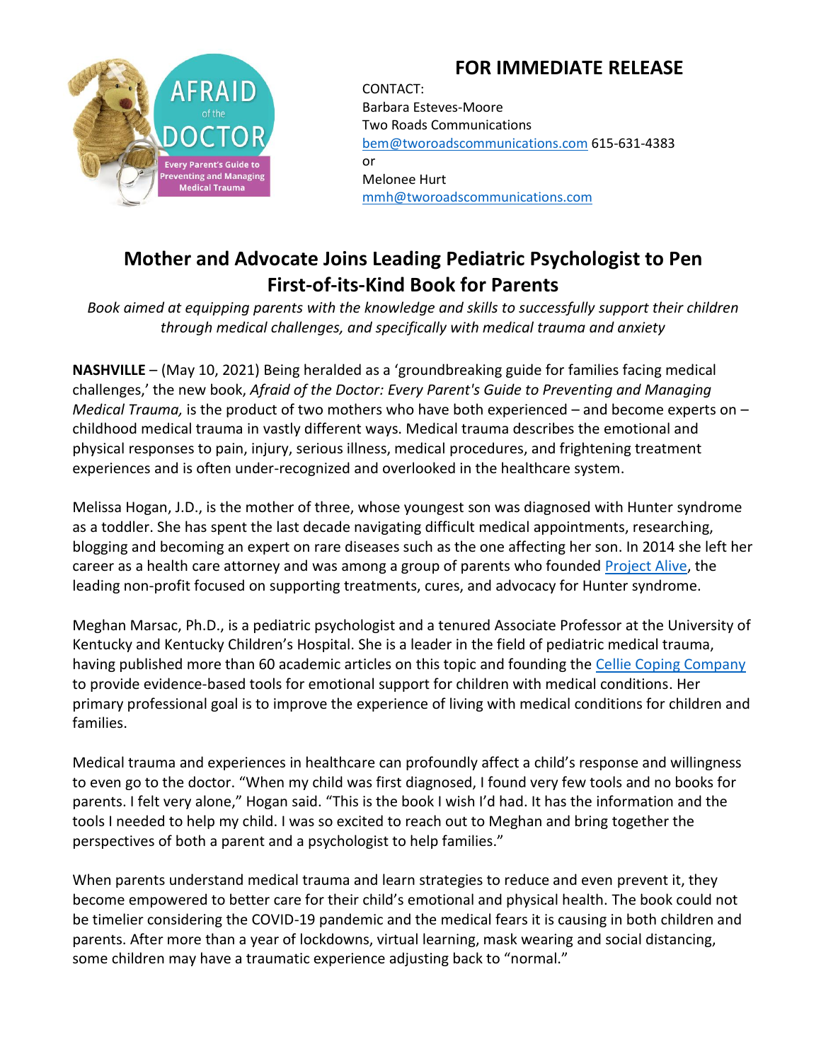# FOR IMMEDIATE RELEASE

CONTACT:
Barbara Esteves-Moore
Two Roads Communications
bem@tworoadscommunications.com 615-631-4383
or
Melonee Hurt
mmh@tworoadscommunications.com

## Mother and Advocate Joins Leading Pediatric Psychologist to Pen First-of-its-Kind Book for Parents

*Book aimed at equipping parents with the knowledge and skills to successfully support their children through medical challenges, and specifically with medical trauma and anxiety*

**NASHVILLE** – (May 10, 2021) Being heralded as a 'groundbreaking guide for families facing medical challenges,' the new book, *Afraid of the Doctor: Every Parent's Guide to Preventing and Managing Medical Trauma,* is the product of two mothers who have both experienced – and become experts on – childhood medical trauma in vastly different ways. Medical trauma describes the emotional and physical responses to pain, injury, serious illness, medical procedures, and frightening treatment experiences and is often under-recognized and overlooked in the healthcare system.

Melissa Hogan, J.D., is the mother of three, whose youngest son was diagnosed with Hunter syndrome as a toddler. She has spent the last decade navigating difficult medical appointments, researching, blogging and becoming an expert on rare diseases such as the one affecting her son. In 2014 she left her career as a health care attorney and was among a group of parents who founded Project Alive, the leading non-profit focused on supporting treatments, cures, and advocacy for Hunter syndrome.

Meghan Marsac, Ph.D., is a pediatric psychologist and a tenured Associate Professor at the University of Kentucky and Kentucky Children's Hospital. She is a leader in the field of pediatric medical trauma, having published more than 60 academic articles on this topic and founding the Cellie Coping Company to provide evidence-based tools for emotional support for children with medical conditions. Her primary professional goal is to improve the experience of living with medical conditions for children and families.

Medical trauma and experiences in healthcare can profoundly affect a child's response and willingness to even go to the doctor. "When my child was first diagnosed, I found very few tools and no books for parents. I felt very alone," Hogan said. "This is the book I wish I'd had. It has the information and the tools I needed to help my child. I was so excited to reach out to Meghan and bring together the perspectives of both a parent and a psychologist to help families."

When parents understand medical trauma and learn strategies to reduce and even prevent it, they become empowered to better care for their child's emotional and physical health. The book could not be timelier considering the COVID-19 pandemic and the medical fears it is causing in both children and parents. After more than a year of lockdowns, virtual learning, mask wearing and social distancing, some children may have a traumatic experience adjusting back to "normal."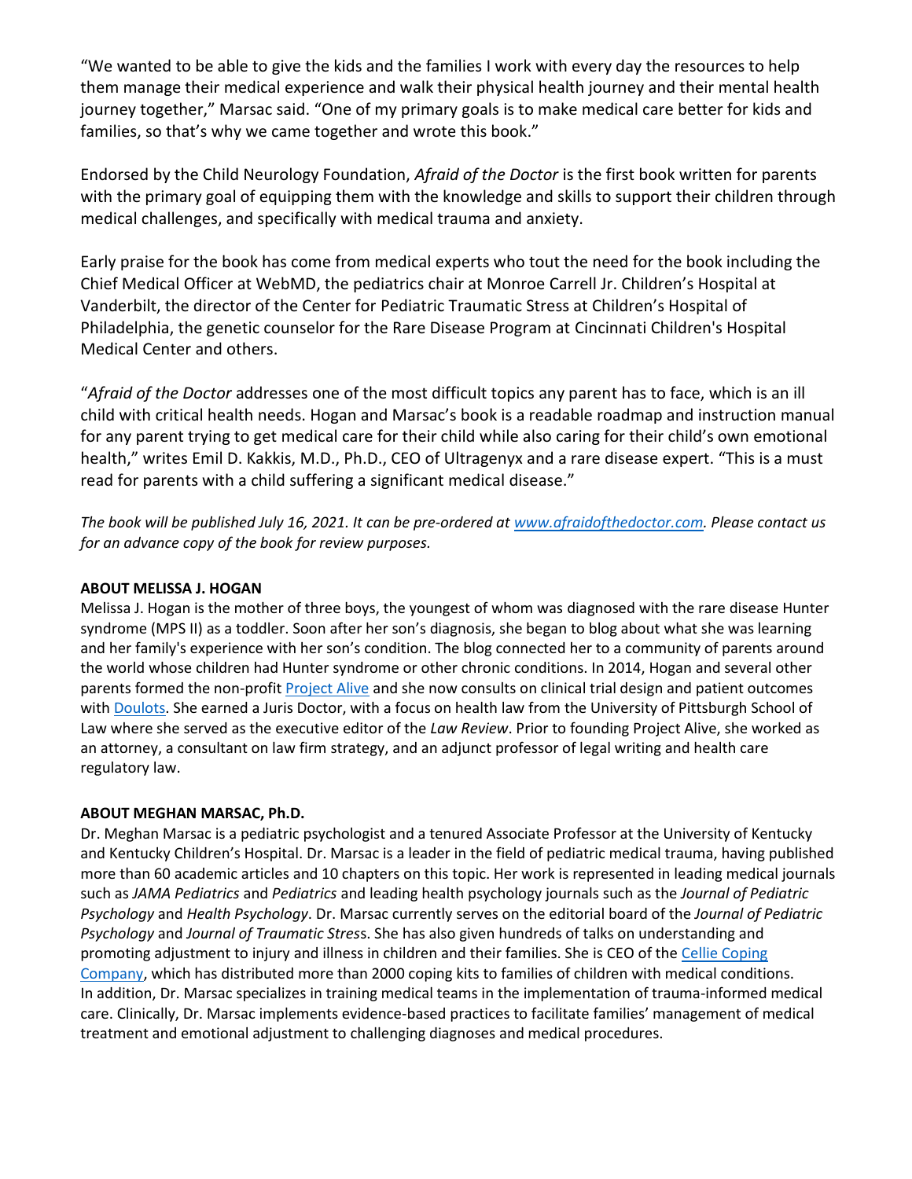"We wanted to be able to give the kids and the families I work with every day the resources to help them manage their medical experience and walk their physical health journey and their mental health journey together," Marsac said. "One of my primary goals is to make medical care better for kids and families, so that's why we came together and wrote this book."

Endorsed by the Child Neurology Foundation, *Afraid of the Doctor* is the first book written for parents with the primary goal of equipping them with the knowledge and skills to support their children through medical challenges, and specifically with medical trauma and anxiety.

Early praise for the book has come from medical experts who tout the need for the book including the Chief Medical Officer at WebMD, the pediatrics chair at Monroe Carrell Jr. Children's Hospital at Vanderbilt, the director of the Center for Pediatric Traumatic Stress at Children's Hospital of Philadelphia, the genetic counselor for the Rare Disease Program at Cincinnati Children's Hospital Medical Center and others.

"*Afraid of the Doctor* addresses one of the most difficult topics any parent has to face, which is an ill child with critical health needs. Hogan and Marsac's book is a readable roadmap and instruction manual for any parent trying to get medical care for their child while also caring for their child's own emotional health," writes Emil D. Kakkis, M.D., Ph.D., CEO of Ultragenyx and a rare disease expert. "This is a must read for parents with a child suffering a significant medical disease."

*The book will be published July 16, 2021. It can be pre-ordered at [www.afraidofthedoctor.com](www.afraidofthedoctor.com). Please contact us for an advance copy of the book for review purposes.*

**ABOUT MELISSA J. HOGAN**

Melissa J. Hogan is the mother of three boys, the youngest of whom was diagnosed with the rare disease Hunter syndrome (MPS II) as a toddler. Soon after her son's diagnosis, she began to blog about what she was learning and her family's experience with her son's condition. The blog connected her to a community of parents around the world whose children had Hunter syndrome or other chronic conditions. In 2014, Hogan and several other parents formed the non-profit Project Alive and she now consults on clinical trial design and patient outcomes with Doulots. She earned a Juris Doctor, with a focus on health law from the University of Pittsburgh School of Law where she served as the executive editor of the *Law Review*. Prior to founding Project Alive, she worked as an attorney, a consultant on law firm strategy, and an adjunct professor of legal writing and health care regulatory law.

**ABOUT MEGHAN MARSAC, Ph.D.**

Dr. Meghan Marsac is a pediatric psychologist and a tenured Associate Professor at the University of Kentucky and Kentucky Children's Hospital. Dr. Marsac is a leader in the field of pediatric medical trauma, having published more than 60 academic articles and 10 chapters on this topic. Her work is represented in leading medical journals such as *JAMA Pediatrics* and *Pediatrics* and leading health psychology journals such as the *Journal of Pediatric Psychology* and *Health Psychology*. Dr. Marsac currently serves on the editorial board of the *Journal of Pediatric Psychology* and *Journal of Traumatic Stress*. She has also given hundreds of talks on understanding and promoting adjustment to injury and illness in children and their families. She is CEO of the Cellie Coping Company, which has distributed more than 2000 coping kits to families of children with medical conditions. In addition, Dr. Marsac specializes in training medical teams in the implementation of trauma-informed medical care. Clinically, Dr. Marsac implements evidence-based practices to facilitate families' management of medical treatment and emotional adjustment to challenging diagnoses and medical procedures.